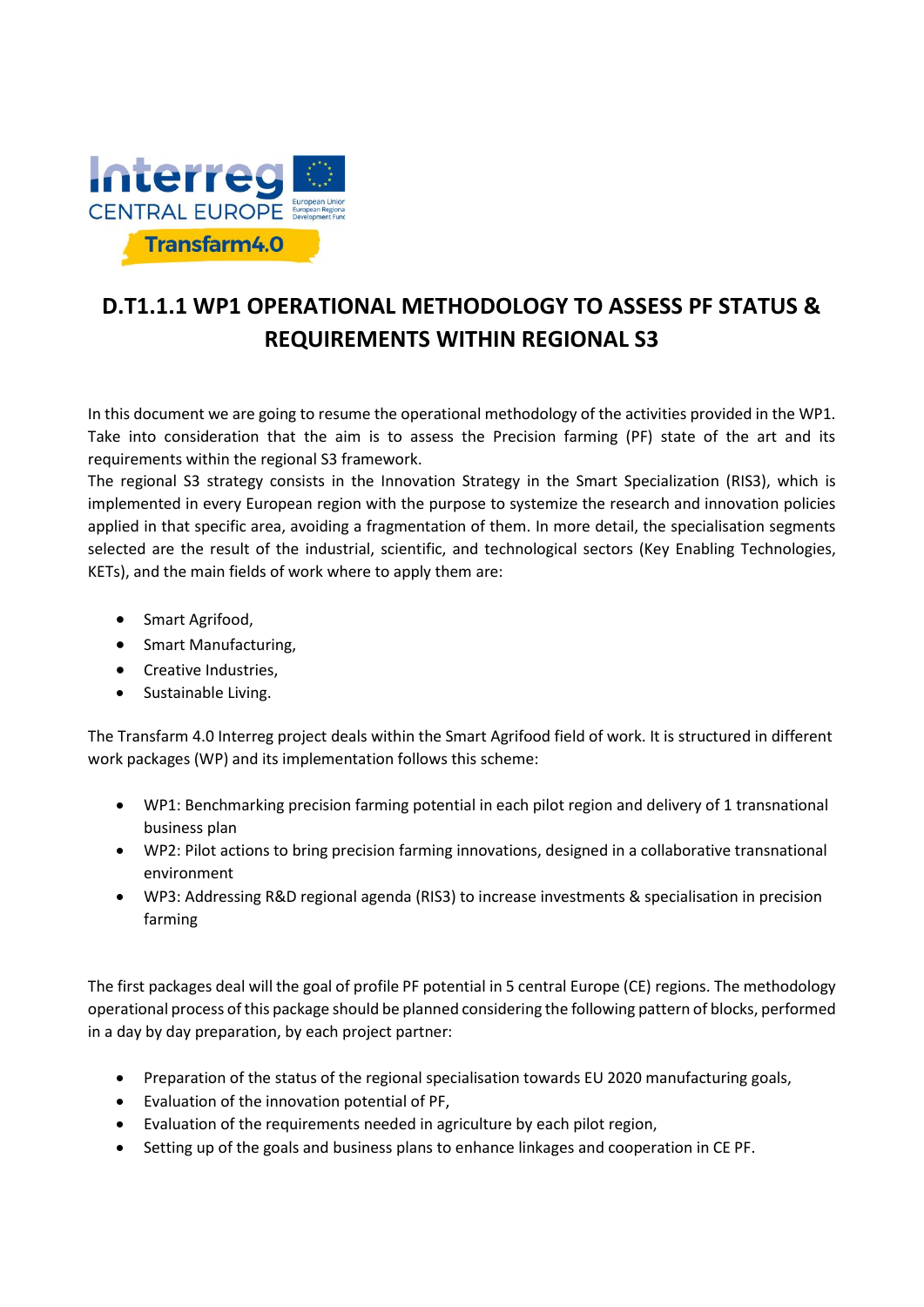# D.T1.1.1 WP1 OPERATIONAL METHODOLOGY TO ASSESS PF STATUS & REQUIREMENTS WITHIN REGIONAL S3

In this document we are going to resume the operational methodology of the activities provided in the WP1. Take into consideration that the aim is to assess the Precision farming (PF) state of the art and its requirements within the regional S3 framework.

The regional S3 strategy consists in the Innovation Strategy in the Smart Specialization (RIS3), which is implemented in every European region with the purpose to systemize the research and innovation policies applied in that specific area, avoiding a fragmentation of them. In more detail, the specialisation segments selected are the result of the industrial, scientific, and technological sectors (Key Enabling Technologies, KETs), and the main fields of work where to apply them are:

- Smart Agrifood,
- Smart Manufacturing,
- Creative Industries,
- Sustainable Living.

The Transfarm 4.0 Interreg project deals within the Smart Agrifood field of work. It is structured in different work packages (WP) and its implementation follows this scheme:

- WP1: Benchmarking precision farming potential in each pilot region and delivery of 1 transnational business plan
- WP2: Pilot actions to bring precision farming innovations, designed in a collaborative transnational environment
- WP3: Addressing R&D regional agenda (RIS3) to increase investments & specialisation in precision farming

The first packages deal will the goal of profile PF potential in 5 central Europe (CE) regions. The methodology operational process of this package should be planned considering the following pattern of blocks, performed in a day by day preparation, by each project partner:

- Preparation of the status of the regional specialisation towards EU 2020 manufacturing goals,
- Evaluation of the innovation potential of PF,
- Evaluation of the requirements needed in agriculture by each pilot region,
- Setting up of the goals and business plans to enhance linkages and cooperation in CE PF.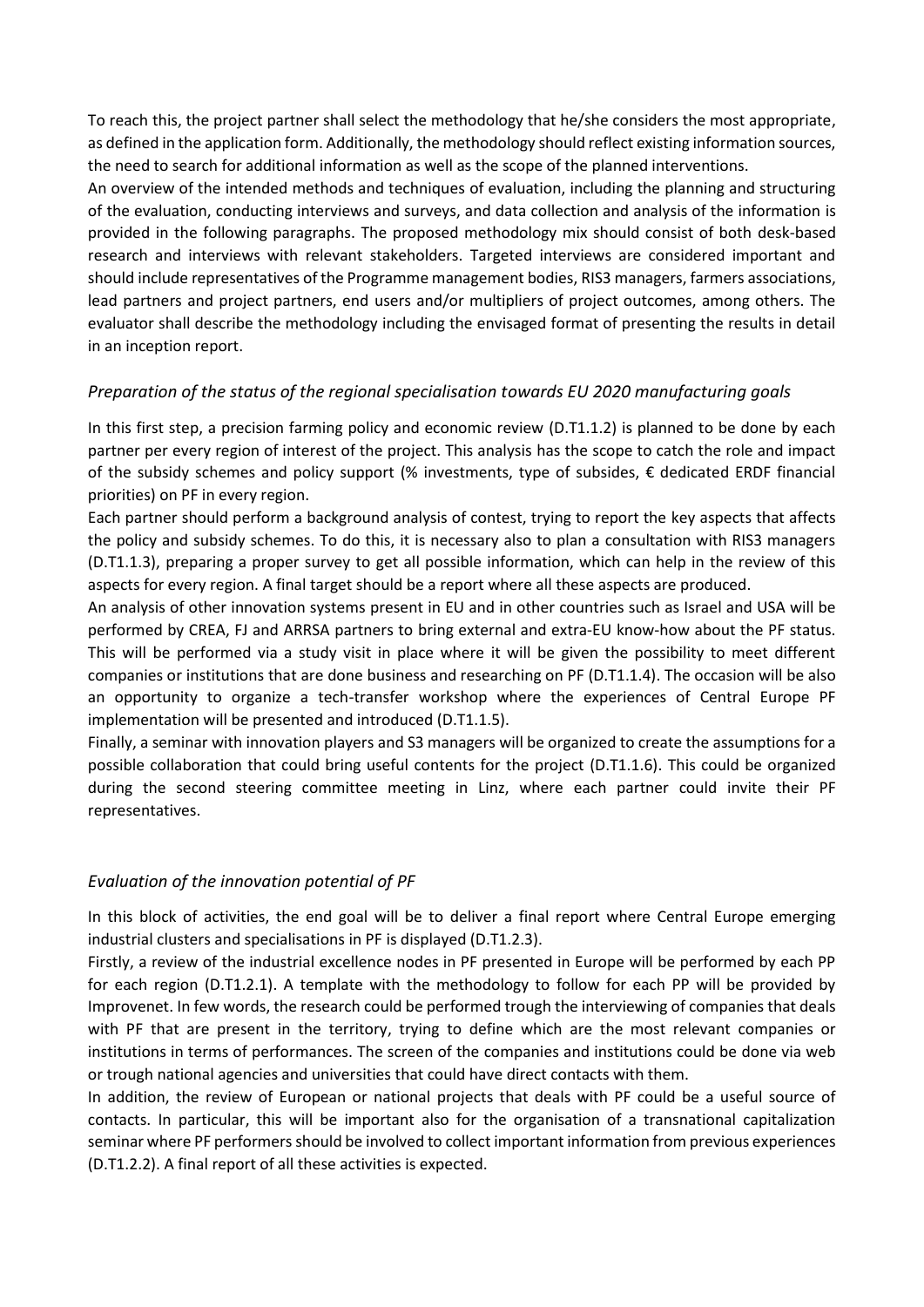To reach this, the project partner shall select the methodology that he/she considers the most appropriate, as defined in the application form. Additionally, the methodology should reflect existing information sources, the need to search for additional information as well as the scope of the planned interventions.

An overview of the intended methods and techniques of evaluation, including the planning and structuring of the evaluation, conducting interviews and surveys, and data collection and analysis of the information is provided in the following paragraphs. The proposed methodology mix should consist of both desk-based research and interviews with relevant stakeholders. Targeted interviews are considered important and should include representatives of the Programme management bodies, RIS3 managers, farmers associations, lead partners and project partners, end users and/or multipliers of project outcomes, among others. The evaluator shall describe the methodology including the envisaged format of presenting the results in detail in an inception report.

### *Preparation of the status of the regional specialisation towards EU 2020 manufacturing goals*

In this first step, a precision farming policy and economic review (D.T1.1.2) is planned to be done by each partner per every region of interest of the project. This analysis has the scope to catch the role and impact of the subsidy schemes and policy support (% investments, type of subsides, € dedicated ERDF financial priorities) on PF in every region.

Each partner should perform a background analysis of contest, trying to report the key aspects that affects the policy and subsidy schemes. To do this, it is necessary also to plan a consultation with RIS3 managers (D.T1.1.3), preparing a proper survey to get all possible information, which can help in the review of this aspects for every region. A final target should be a report where all these aspects are produced.

An analysis of other innovation systems present in EU and in other countries such as Israel and USA will be performed by CREA, FJ and ARRSA partners to bring external and extra-EU know-how about the PF status. This will be performed via a study visit in place where it will be given the possibility to meet different companies or institutions that are done business and researching on PF (D.T1.1.4). The occasion will be also an opportunity to organize a tech-transfer workshop where the experiences of Central Europe PF implementation will be presented and introduced (D.T1.1.5).

Finally, a seminar with innovation players and S3 managers will be organized to create the assumptions for a possible collaboration that could bring useful contents for the project (D.T1.1.6). This could be organized during the second steering committee meeting in Linz, where each partner could invite their PF representatives.

### *Evaluation of the innovation potential of PF*

In this block of activities, the end goal will be to deliver a final report where Central Europe emerging industrial clusters and specialisations in PF is displayed (D.T1.2.3).

Firstly, a review of the industrial excellence nodes in PF presented in Europe will be performed by each PP for each region (D.T1.2.1). A template with the methodology to follow for each PP will be provided by Improvenet. In few words, the research could be performed trough the interviewing of companies that deals with PF that are present in the territory, trying to define which are the most relevant companies or institutions in terms of performances. The screen of the companies and institutions could be done via web or trough national agencies and universities that could have direct contacts with them.

In addition, the review of European or national projects that deals with PF could be a useful source of contacts. In particular, this will be important also for the organisation of a transnational capitalization seminar where PF performers should be involved to collect important information from previous experiences (D.T1.2.2). A final report of all these activities is expected.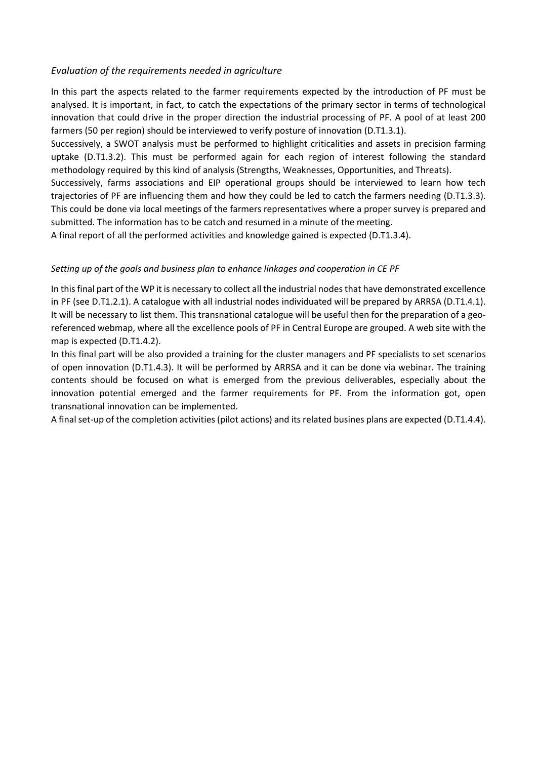*Evaluation of the requirements needed in agriculture*

In this part the aspects related to the farmer requirements expected by the introduction of PF must be analysed. It is important, in fact, to catch the expectations of the primary sector in terms of technological innovation that could drive in the proper direction the industrial processing of PF. A pool of at least 200 farmers (50 per region) should be interviewed to verify posture of innovation (D.T1.3.1).

Successively, a SWOT analysis must be performed to highlight criticalities and assets in precision farming uptake (D.T1.3.2). This must be performed again for each region of interest following the standard methodology required by this kind of analysis (Strengths, Weaknesses, Opportunities, and Threats).

Successively, farms associations and EIP operational groups should be interviewed to learn how tech trajectories of PF are influencing them and how they could be led to catch the farmers needing (D.T1.3.3). This could be done via local meetings of the farmers representatives where a proper survey is prepared and submitted. The information has to be catch and resumed in a minute of the meeting.

A final report of all the performed activities and knowledge gained is expected (D.T1.3.4).

*Setting up of the goals and business plan to enhance linkages and cooperation in CE PF*

In this final part of the WP it is necessary to collect all the industrial nodes that have demonstrated excellence in PF (see D.T1.2.1). A catalogue with all industrial nodes individuated will be prepared by ARRSA (D.T1.4.1). It will be necessary to list them. This transnational catalogue will be useful then for the preparation of a geo-referenced webmap, where all the excellence pools of PF in Central Europe are grouped. A web site with the map is expected (D.T1.4.2).

In this final part will be also provided a training for the cluster managers and PF specialists to set scenarios of open innovation (D.T1.4.3). It will be performed by ARRSA and it can be done via webinar. The training contents should be focused on what is emerged from the previous deliverables, especially about the innovation potential emerged and the farmer requirements for PF. From the information got, open transnational innovation can be implemented.

A final set-up of the completion activities (pilot actions) and its related busines plans are expected (D.T1.4.4).